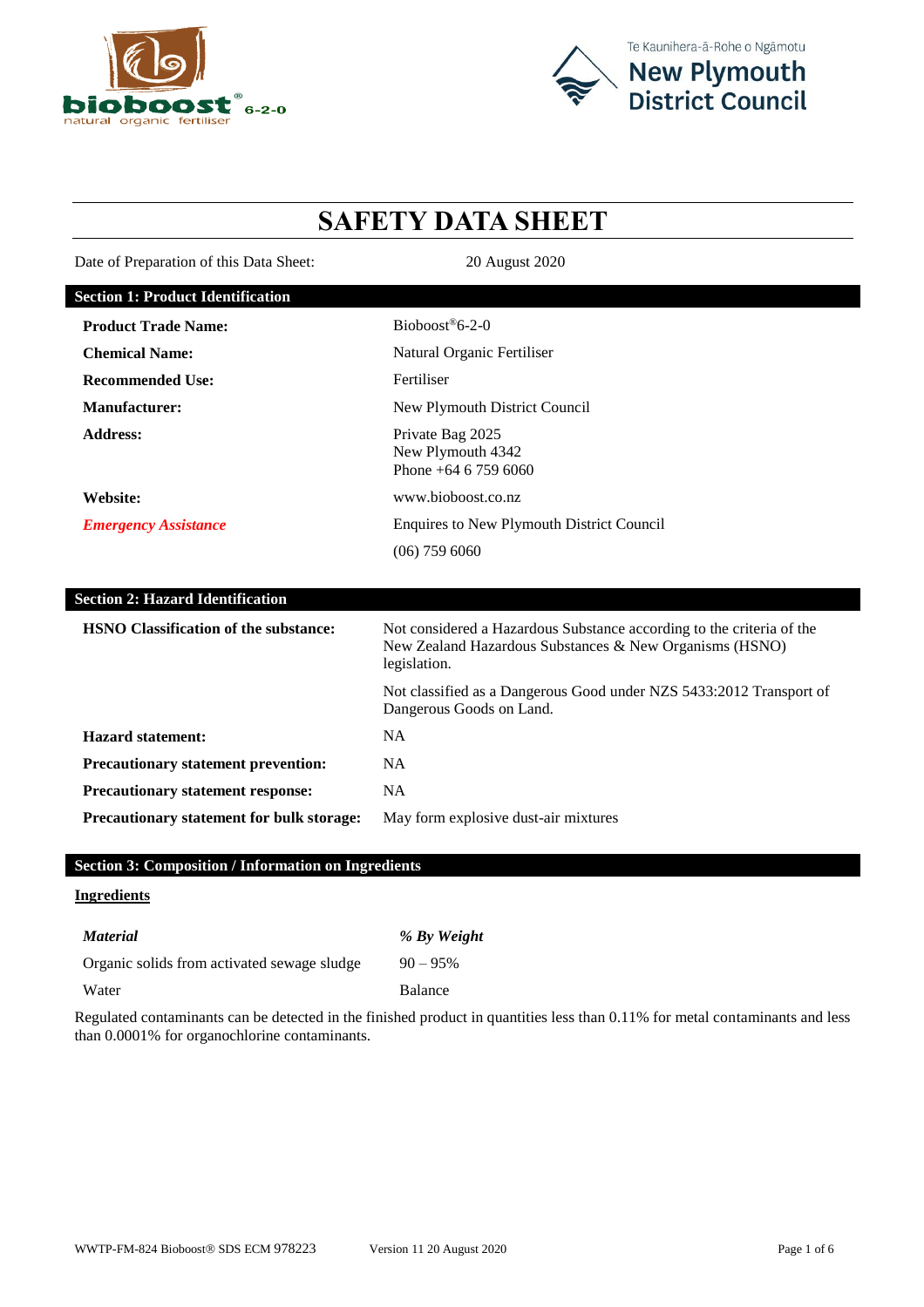# SAFETY DATA SHEET

Date of Preparation of this Data Sheet: 20 August 2020

## Section 1: Product Identification

| | |
|---|---|
| **Product Trade Name:** | Bioboost®6-2-0 |
| **Chemical Name:** | Natural Organic Fertiliser |
| **Recommended Use:** | Fertiliser |
| **Manufacturer:** | New Plymouth District Council |
| **Address:** | Private Bag 2025<br>New Plymouth 4342<br>Phone +64 6 759 6060 |
| **Website:** | www.bioboost.co.nz |
| ***Emergency Assistance*** | Enquires to New Plymouth District Council<br>(06) 759 6060 |

## Section 2: Hazard Identification

| | |
|---|---|
| **HSNO Classification of the substance:** | Not considered a Hazardous Substance according to the criteria of the New Zealand Hazardous Substances & New Organisms (HSNO) legislation.<br>Not classified as a Dangerous Good under NZS 5433:2012 Transport of Dangerous Goods on Land. |
| **Hazard statement:** | NA |
| **Precautionary statement prevention:** | NA |
| **Precautionary statement response:** | NA |
| **Precautionary statement for bulk storage:** | May form explosive dust-air mixtures |

## Section 3: Composition / Information on Ingredients

**Ingredients**

| *Material* | *% By Weight* |
|---|---|
| Organic solids from activated sewage sludge | 90 – 95% |
| Water | Balance |

Regulated contaminants can be detected in the finished product in quantities less than 0.11% for metal contaminants and less than 0.0001% for organochlorine contaminants.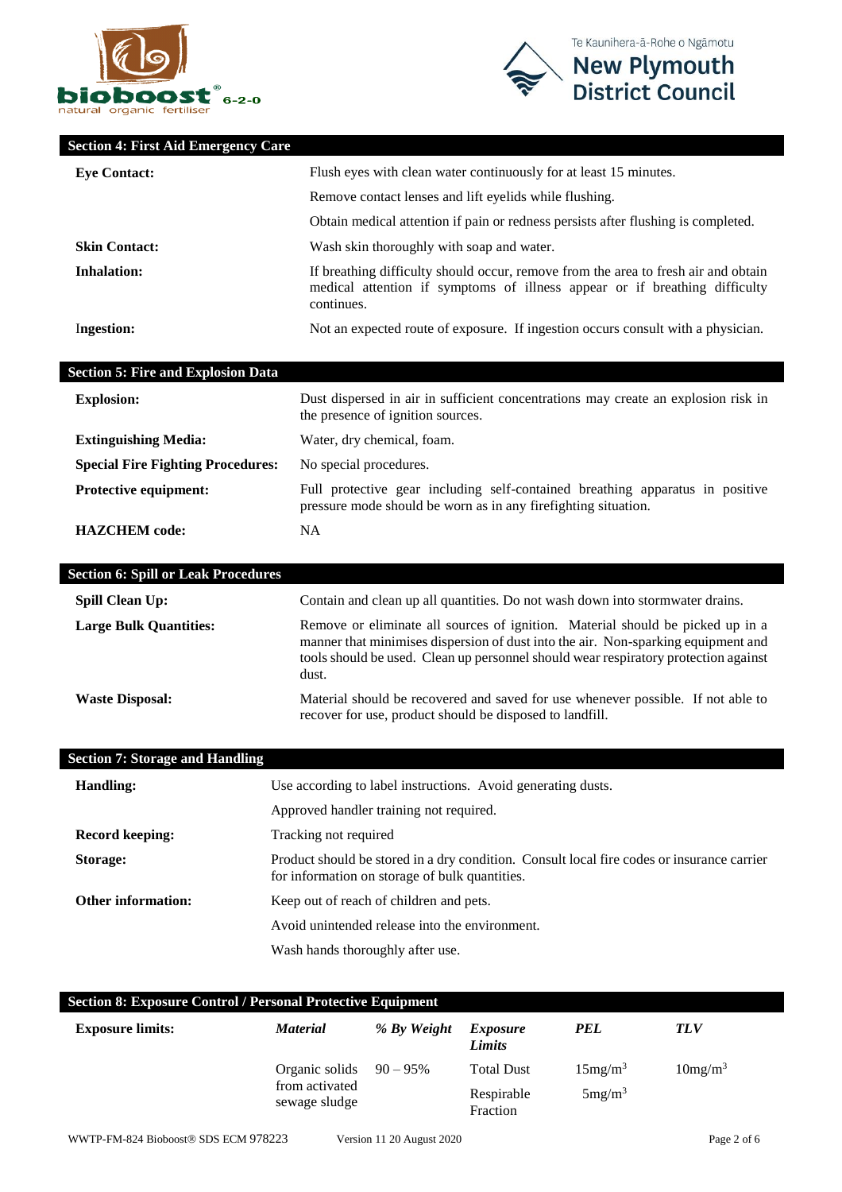## Section 4: First Aid Emergency Care

**Eye Contact:** Flush eyes with clean water continuously for at least 15 minutes.

Remove contact lenses and lift eyelids while flushing.

Obtain medical attention if pain or redness persists after flushing is completed.

**Skin Contact:** Wash skin thoroughly with soap and water.

**Inhalation:** If breathing difficulty should occur, remove from the area to fresh air and obtain medical attention if symptoms of illness appear or if breathing difficulty continues.

**Ingestion:** Not an expected route of exposure. If ingestion occurs consult with a physician.

## Section 5: Fire and Explosion Data

**Explosion:** Dust dispersed in air in sufficient concentrations may create an explosion risk in the presence of ignition sources.

**Extinguishing Media:** Water, dry chemical, foam.

**Special Fire Fighting Procedures:** No special procedures.

**Protective equipment:** Full protective gear including self-contained breathing apparatus in positive pressure mode should be worn as in any firefighting situation.

**HAZCHEM code:** NA

## Section 6: Spill or Leak Procedures

**Spill Clean Up:** Contain and clean up all quantities. Do not wash down into stormwater drains.

**Large Bulk Quantities:** Remove or eliminate all sources of ignition. Material should be picked up in a manner that minimises dispersion of dust into the air. Non-sparking equipment and tools should be used. Clean up personnel should wear respiratory protection against dust.

**Waste Disposal:** Material should be recovered and saved for use whenever possible. If not able to recover for use, product should be disposed to landfill.

## Section 7: Storage and Handling

**Handling:** Use according to label instructions. Avoid generating dusts.

Approved handler training not required.

**Record keeping:** Tracking not required

**Storage:** Product should be stored in a dry condition. Consult local fire codes or insurance carrier for information on storage of bulk quantities.

**Other information:** Keep out of reach of children and pets.

Avoid unintended release into the environment.

Wash hands thoroughly after use.

## Section 8: Exposure Control / Personal Protective Equipment

**Exposure limits:**

| *Material* | *% By Weight* | *Exposure Limits* | *PEL* | *TLV* |
|---|---|---|---|---|
| Organic solids from activated sewage sludge | 90 – 95% | Total Dust | 15mg/m$^3$ | 10mg/m$^3$ |
| | | Respirable Fraction | 5mg/m$^3$ | |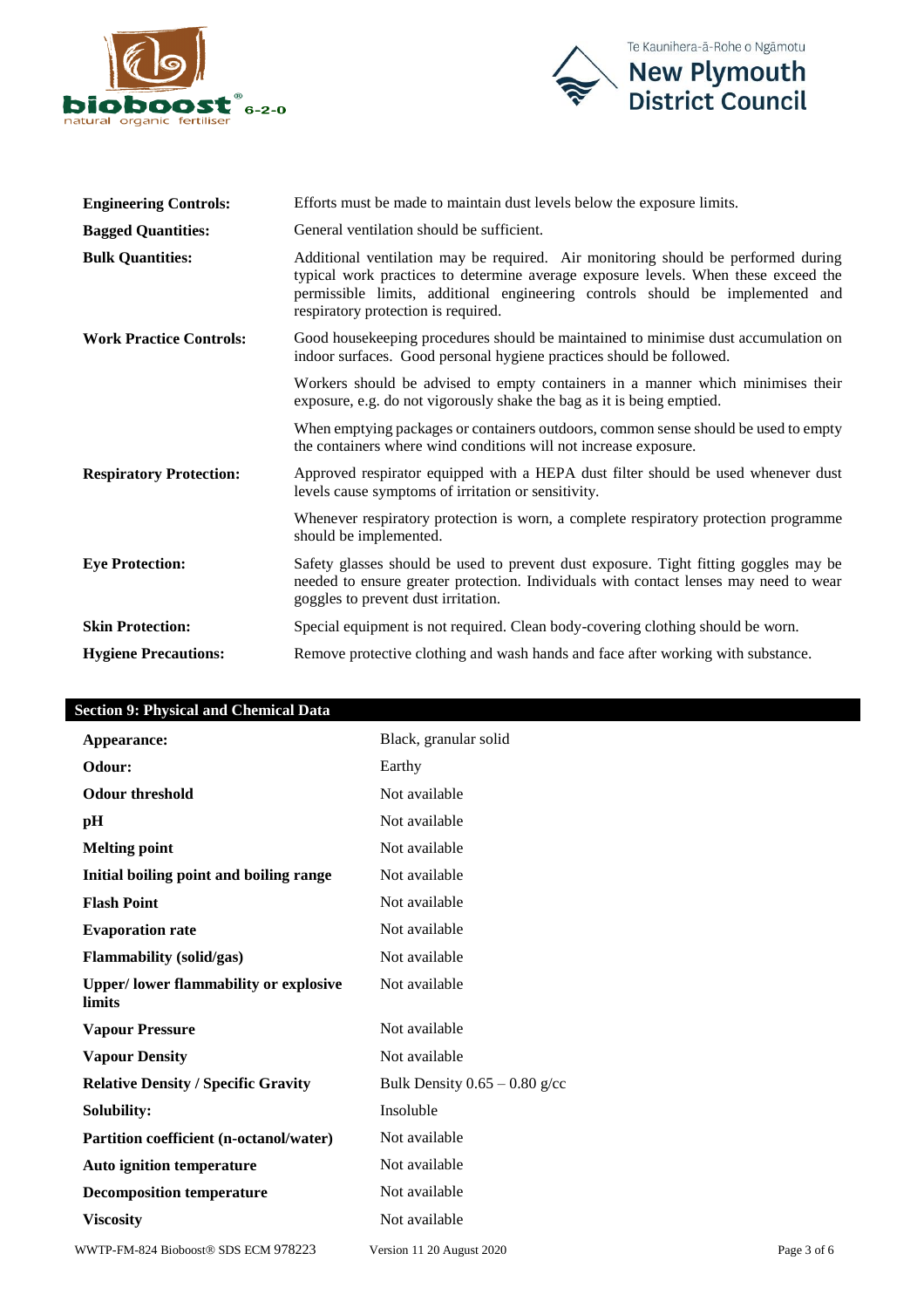| | |
|---|---|
| **Engineering Controls:** | Efforts must be made to maintain dust levels below the exposure limits. |
| **Bagged Quantities:** | General ventilation should be sufficient. |
| **Bulk Quantities:** | Additional ventilation may be required. Air monitoring should be performed during typical work practices to determine average exposure levels. When these exceed the permissible limits, additional engineering controls should be implemented and respiratory protection is required. |
| **Work Practice Controls:** | Good housekeeping procedures should be maintained to minimise dust accumulation on indoor surfaces. Good personal hygiene practices should be followed. |
| | Workers should be advised to empty containers in a manner which minimises their exposure, e.g. do not vigorously shake the bag as it is being emptied. |
| | When emptying packages or containers outdoors, common sense should be used to empty the containers where wind conditions will not increase exposure. |
| **Respiratory Protection:** | Approved respirator equipped with a HEPA dust filter should be used whenever dust levels cause symptoms of irritation or sensitivity. |
| | Whenever respiratory protection is worn, a complete respiratory protection programme should be implemented. |
| **Eye Protection:** | Safety glasses should be used to prevent dust exposure. Tight fitting goggles may be needed to ensure greater protection. Individuals with contact lenses may need to wear goggles to prevent dust irritation. |
| **Skin Protection:** | Special equipment is not required. Clean body-covering clothing should be worn. |
| **Hygiene Precautions:** | Remove protective clothing and wash hands and face after working with substance. |

## Section 9: Physical and Chemical Data

| | |
|---|---|
| **Appearance:** | Black, granular solid |
| **Odour:** | Earthy |
| **Odour threshold** | Not available |
| **pH** | Not available |
| **Melting point** | Not available |
| **Initial boiling point and boiling range** | Not available |
| **Flash Point** | Not available |
| **Evaporation rate** | Not available |
| **Flammability (solid/gas)** | Not available |
| **Upper/ lower flammability or explosive limits** | Not available |
| **Vapour Pressure** | Not available |
| **Vapour Density** | Not available |
| **Relative Density / Specific Gravity** | Bulk Density 0.65 – 0.80 g/cc |
| **Solubility:** | Insoluble |
| **Partition coefficient (n-octanol/water)** | Not available |
| **Auto ignition temperature** | Not available |
| **Decomposition temperature** | Not available |
| **Viscosity** | Not available |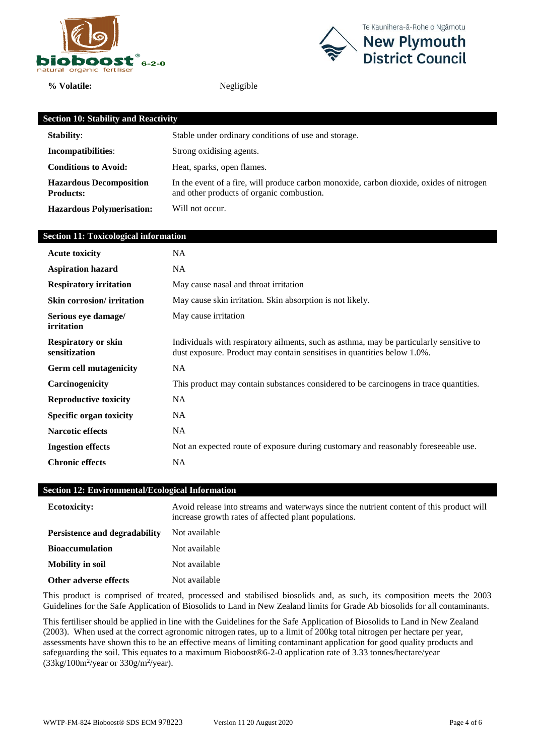**% Volatile:** Negligible

## Section 10: Stability and Reactivity

| | |
|---|---|
| **Stability**: | Stable under ordinary conditions of use and storage. |
| **Incompatibilities**: | Strong oxidising agents. |
| **Conditions to Avoid:** | Heat, sparks, open flames. |
| **Hazardous Decomposition Products:** | In the event of a fire, will produce carbon monoxide, carbon dioxide, oxides of nitrogen and other products of organic combustion. |
| **Hazardous Polymerisation:** | Will not occur. |

## Section 11: Toxicological information

| | |
|---|---|
| **Acute toxicity** | NA |
| **Aspiration hazard** | NA |
| **Respiratory irritation** | May cause nasal and throat irritation |
| **Skin corrosion/ irritation** | May cause skin irritation. Skin absorption is not likely. |
| **Serious eye damage/ irritation** | May cause irritation |
| **Respiratory or skin sensitization** | Individuals with respiratory ailments, such as asthma, may be particularly sensitive to dust exposure. Product may contain sensitises in quantities below 1.0%. |
| **Germ cell mutagenicity** | NA |
| **Carcinogenicity** | This product may contain substances considered to be carcinogens in trace quantities. |
| **Reproductive toxicity** | NA |
| **Specific organ toxicity** | NA |
| **Narcotic effects** | NA |
| **Ingestion effects** | Not an expected route of exposure during customary and reasonably foreseeable use. |
| **Chronic effects** | NA |

## Section 12: Environmental/Ecological Information

| | |
|---|---|
| **Ecotoxicity:** | Avoid release into streams and waterways since the nutrient content of this product will increase growth rates of affected plant populations. |
| **Persistence and degradability** | Not available |
| **Bioaccumulation** | Not available |
| **Mobility in soil** | Not available |
| **Other adverse effects** | Not available |

This product is comprised of treated, processed and stabilised biosolids and, as such, its composition meets the 2003 Guidelines for the Safe Application of Biosolids to Land in New Zealand limits for Grade Ab biosolids for all contaminants.

This fertiliser should be applied in line with the Guidelines for the Safe Application of Biosolids to Land in New Zealand (2003). When used at the correct agronomic nitrogen rates, up to a limit of 200kg total nitrogen per hectare per year, assessments have shown this to be an effective means of limiting contaminant application for good quality products and safeguarding the soil. This equates to a maximum Bioboost®6-2-0 application rate of 3.33 tonnes/hectare/year ($33kg/100m^2$/year or $330g/m^2$/year).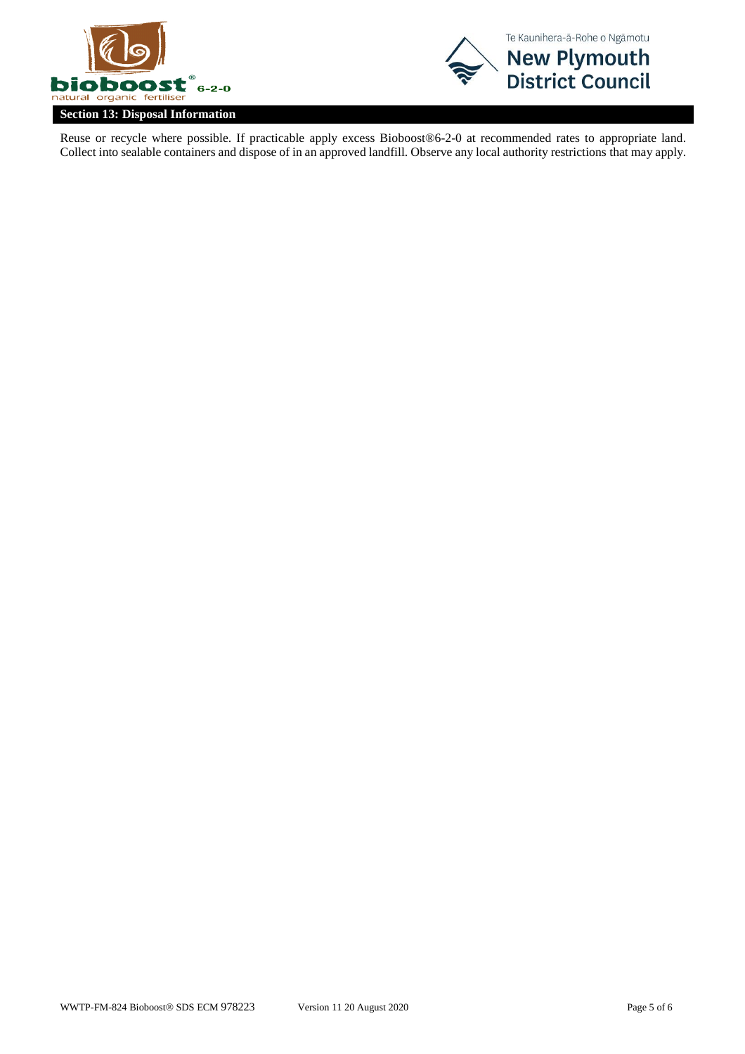## Section 13: Disposal Information

Reuse or recycle where possible. If practicable apply excess Bioboost®6-2-0 at recommended rates to appropriate land. Collect into sealable containers and dispose of in an approved landfill. Observe any local authority restrictions that may apply.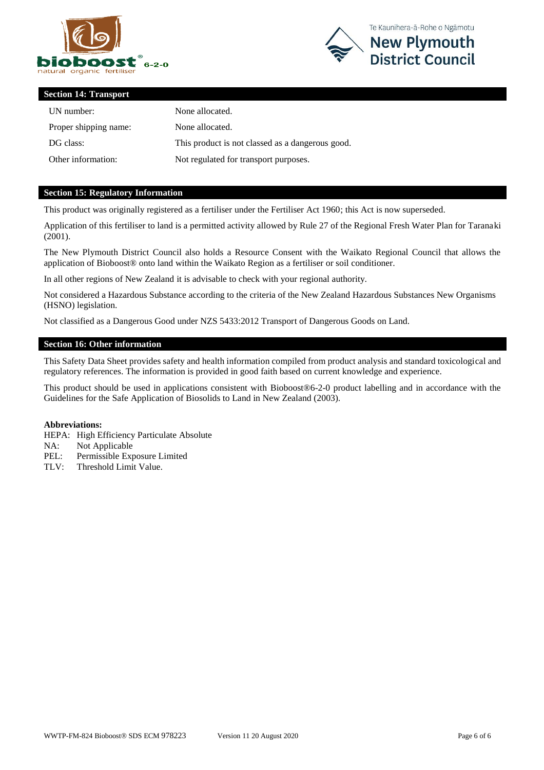## Section 14: Transport

| | |
|---|---|
| UN number: | None allocated. |
| Proper shipping name: | None allocated. |
| DG class: | This product is not classed as a dangerous good. |
| Other information: | Not regulated for transport purposes. |

## Section 15: Regulatory Information

This product was originally registered as a fertiliser under the Fertiliser Act 1960; this Act is now superseded.

Application of this fertiliser to land is a permitted activity allowed by Rule 27 of the Regional Fresh Water Plan for Taranaki (2001).

The New Plymouth District Council also holds a Resource Consent with the Waikato Regional Council that allows the application of Bioboost® onto land within the Waikato Region as a fertiliser or soil conditioner.

In all other regions of New Zealand it is advisable to check with your regional authority.

Not considered a Hazardous Substance according to the criteria of the New Zealand Hazardous Substances New Organisms (HSNO) legislation.

Not classified as a Dangerous Good under NZS 5433:2012 Transport of Dangerous Goods on Land.

## Section 16: Other information

This Safety Data Sheet provides safety and health information compiled from product analysis and standard toxicological and regulatory references. The information is provided in good faith based on current knowledge and experience.

This product should be used in applications consistent with Bioboost®6-2-0 product labelling and in accordance with the Guidelines for the Safe Application of Biosolids to Land in New Zealand (2003).

**Abbreviations:**

HEPA: High Efficiency Particulate Absolute
NA: Not Applicable
PEL: Permissible Exposure Limited
TLV: Threshold Limit Value.